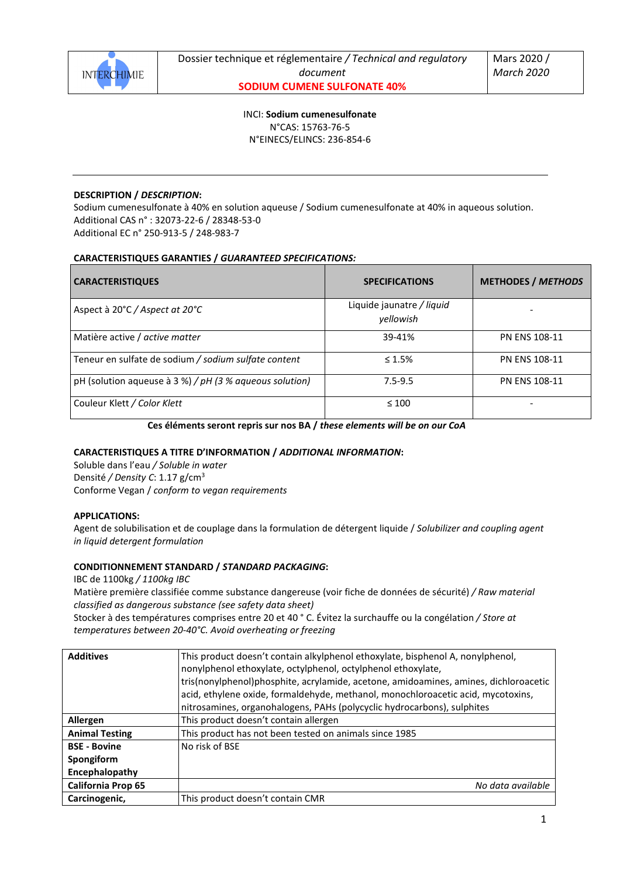| INTERCHIMIE | Dossier technique et réglementaire / *Technical and regulatory document* **SODIUM CUMENE SULFONATE 40%** | Mars 2020 / *March 2020* |
|---|---|---|

INCI: **Sodium cumenesulfonate**
N°CAS: 15763-76-5
N°EINECS/ELINCS: 236-854-6

---

**DESCRIPTION / *DESCRIPTION*:**
Sodium cumenesulfonate à 40% en solution aqueuse / Sodium cumenesulfonate at 40% in aqueous solution.
Additional CAS n° : 32073-22-6 / 28348-53-0
Additional EC n° 250-913-5 / 248-983-7

**CARACTERISTIQUES GARANTIES / *GUARANTEED SPECIFICATIONS:***

| CARACTERISTIQUES | SPECIFICATIONS | METHODES / *METHODS* |
|---|---|---|
| Aspect à 20°C / *Aspect at 20°C* | Liquide jaunatre / *liquid yellowish* | - |
| Matière active / *active matter* | 39-41% | PN ENS 108-11 |
| Teneur en sulfate de sodium / *sodium sulfate content* | ≤ 1.5% | PN ENS 108-11 |
| pH (solution aqueuse à 3 %) / *pH (3 % aqueous solution)* | 7.5-9.5 | PN ENS 108-11 |
| Couleur Klett / *Color Klett* | ≤ 100 | - |

**Ces éléments seront repris sur nos BA / *these elements will be on our CoA***

**CARACTERISTIQUES A TITRE D'INFORMATION / *ADDITIONAL INFORMATION*:**
Soluble dans l'eau / *Soluble in water*
Densité / *Density C*: 1.17 g/cm$^3$
Conforme Vegan / *conform to vegan requirements*

**APPLICATIONS:**
Agent de solubilisation et de couplage dans la formulation de détergent liquide / *Solubilizer and coupling agent in liquid detergent formulation*

**CONDITIONNEMENT STANDARD / *STANDARD PACKAGING*:**
IBC de 1100kg / *1100kg IBC*
Matière première classifiée comme substance dangereuse (voir fiche de données de sécurité) / *Raw material classified as dangerous substance (see safety data sheet)*
Stocker à des températures comprises entre 20 et 40 ° C. Évitez la surchauffe ou la congélation / *Store at temperatures between 20-40°C. Avoid overheating or freezing*

| | |
|---|---|
| **Additives** | This product doesn't contain alkylphenol ethoxylate, bisphenol A, nonylphenol, nonylphenol ethoxylate, octylphenol, octylphenol ethoxylate, tris(nonylphenol)phosphite, acrylamide, acetone, amidoamines, amines, dichloroacetic acid, ethylene oxide, formaldehyde, methanol, monochloroacetic acid, mycotoxins, nitrosamines, organohalogens, PAHs (polycyclic hydrocarbons), sulphites |
| **Allergen** | This product doesn't contain allergen |
| **Animal Testing** | This product has not been tested on animals since 1985 |
| **BSE - Bovine Spongiform Encephalopathy** | No risk of BSE |
| **California Prop 65** | *No data available* |
| **Carcinogenic,** | This product doesn't contain CMR |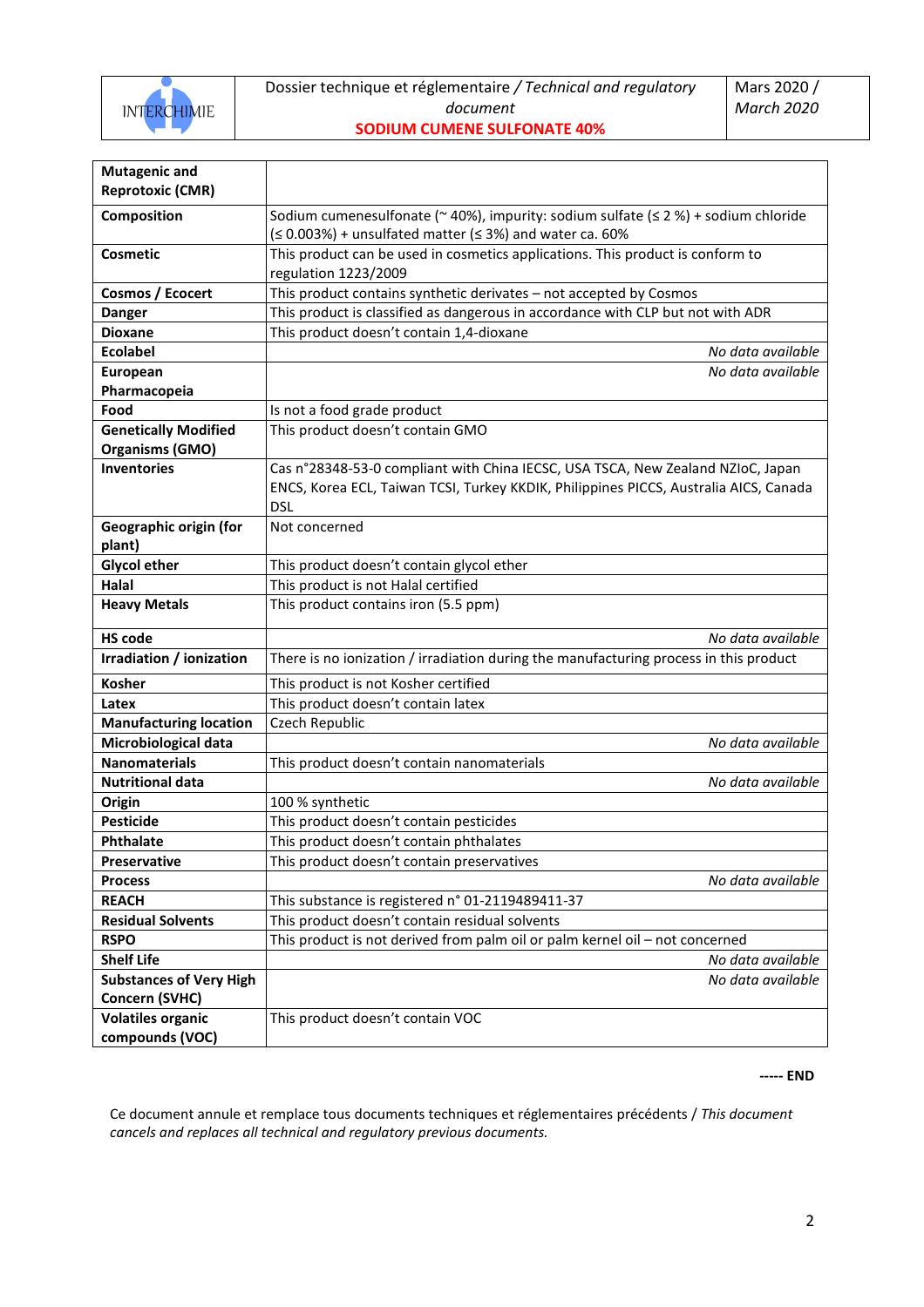| | |
|---|---|
| **Mutagenic and Reprotoxic (CMR)** | |
| **Composition** | Sodium cumenesulfonate (~ 40%), impurity: sodium sulfate (≤ 2 %) + sodium chloride (≤ 0.003%) + unsulfated matter (≤ 3%) and water ca. 60% |
| **Cosmetic** | This product can be used in cosmetics applications. This product is conform to regulation 1223/2009 |
| **Cosmos / Ecocert** | This product contains synthetic derivates – not accepted by Cosmos |
| **Danger** | This product is classified as dangerous in accordance with CLP but not with ADR |
| **Dioxane** | This product doesn't contain 1,4-dioxane |
| **Ecolabel** | *No data available* |
| **European Pharmacopeia** | *No data available* |
| **Food** | Is not a food grade product |
| **Genetically Modified Organisms (GMO)** | This product doesn't contain GMO |
| **Inventories** | Cas n°28348-53-0 compliant with China IECSC, USA TSCA, New Zealand NZIoC, Japan ENCS, Korea ECL, Taiwan TCSI, Turkey KKDIK, Philippines PICCS, Australia AICS, Canada DSL |
| **Geographic origin (for plant)** | Not concerned |
| **Glycol ether** | This product doesn't contain glycol ether |
| **Halal** | This product is not Halal certified |
| **Heavy Metals** | This product contains iron (5.5 ppm) |
| **HS code** | *No data available* |
| **Irradiation / ionization** | There is no ionization / irradiation during the manufacturing process in this product |
| **Kosher** | This product is not Kosher certified |
| **Latex** | This product doesn't contain latex |
| **Manufacturing location** | Czech Republic |
| **Microbiological data** | *No data available* |
| **Nanomaterials** | This product doesn't contain nanomaterials |
| **Nutritional data** | *No data available* |
| **Origin** | 100 % synthetic |
| **Pesticide** | This product doesn't contain pesticides |
| **Phthalate** | This product doesn't contain phthalates |
| **Preservative** | This product doesn't contain preservatives |
| **Process** | *No data available* |
| **REACH** | This substance is registered n° 01-2119489411-37 |
| **Residual Solvents** | This product doesn't contain residual solvents |
| **RSPO** | This product is not derived from palm oil or palm kernel oil – not concerned |
| **Shelf Life** | *No data available* |
| **Substances of Very High Concern (SVHC)** | *No data available* |
| **Volatiles organic compounds (VOC)** | This product doesn't contain VOC |

**----- END**

Ce document annule et remplace tous documents techniques et réglementaires précédents / *This document cancels and replaces all technical and regulatory previous documents.*